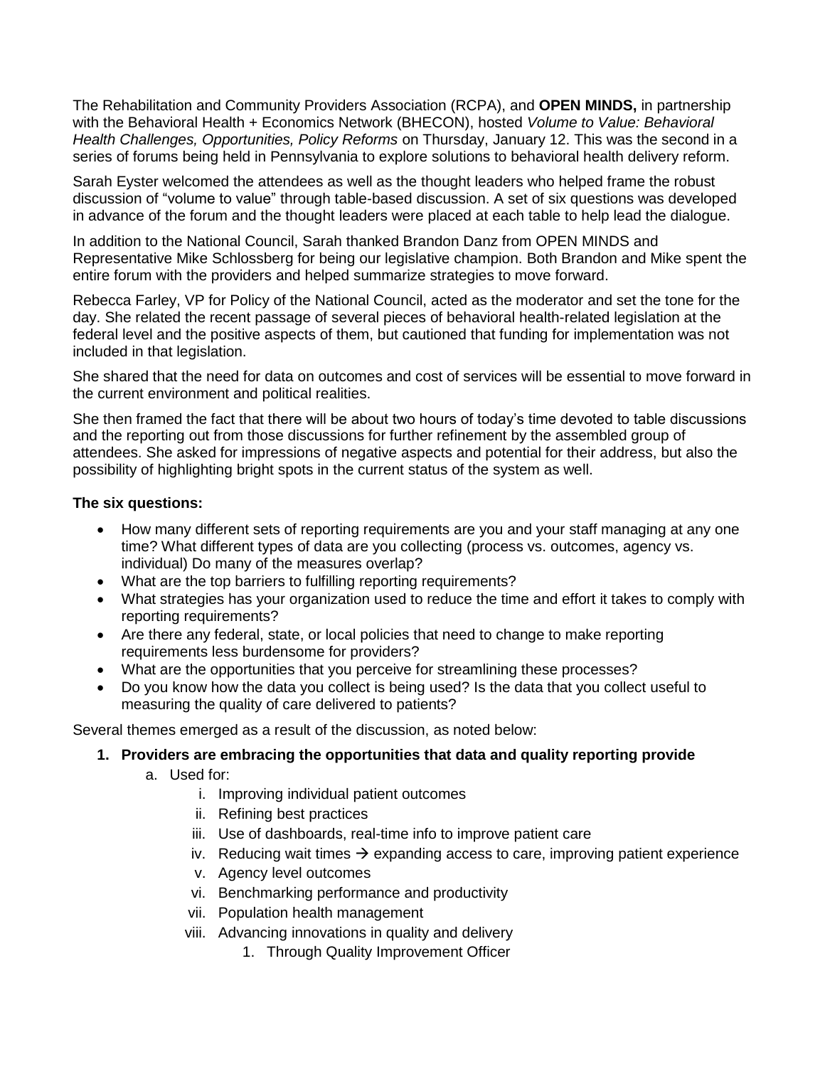The Rehabilitation and Community Providers Association (RCPA), and **OPEN MINDS,** in partnership with the Behavioral Health + Economics Network (BHECON), hosted *Volume to Value: Behavioral Health Challenges, Opportunities, Policy Reforms* on Thursday, January 12. This was the second in a series of forums being held in Pennsylvania to explore solutions to behavioral health delivery reform.

Sarah Eyster welcomed the attendees as well as the thought leaders who helped frame the robust discussion of "volume to value" through table-based discussion. A set of six questions was developed in advance of the forum and the thought leaders were placed at each table to help lead the dialogue.

In addition to the National Council, Sarah thanked Brandon Danz from OPEN MINDS and Representative Mike Schlossberg for being our legislative champion. Both Brandon and Mike spent the entire forum with the providers and helped summarize strategies to move forward.

Rebecca Farley, VP for Policy of the National Council, acted as the moderator and set the tone for the day. She related the recent passage of several pieces of behavioral health-related legislation at the federal level and the positive aspects of them, but cautioned that funding for implementation was not included in that legislation.

She shared that the need for data on outcomes and cost of services will be essential to move forward in the current environment and political realities.

She then framed the fact that there will be about two hours of today's time devoted to table discussions and the reporting out from those discussions for further refinement by the assembled group of attendees. She asked for impressions of negative aspects and potential for their address, but also the possibility of highlighting bright spots in the current status of the system as well.

**The six questions:**

- How many different sets of reporting requirements are you and your staff managing at any one time? What different types of data are you collecting (process vs. outcomes, agency vs. individual) Do many of the measures overlap?
- What are the top barriers to fulfilling reporting requirements?
- What strategies has your organization used to reduce the time and effort it takes to comply with reporting requirements?
- Are there any federal, state, or local policies that need to change to make reporting requirements less burdensome for providers?
- What are the opportunities that you perceive for streamlining these processes?
- Do you know how the data you collect is being used? Is the data that you collect useful to measuring the quality of care delivered to patients?

Several themes emerged as a result of the discussion, as noted below:

1. **Providers are embracing the opportunities that data and quality reporting provide**
   a. Used for:
      i. Improving individual patient outcomes
      ii. Refining best practices
      iii. Use of dashboards, real-time info to improve patient care
      iv. Reducing wait times → expanding access to care, improving patient experience
      v. Agency level outcomes
      vi. Benchmarking performance and productivity
      vii. Population health management
      viii. Advancing innovations in quality and delivery
         1. Through Quality Improvement Officer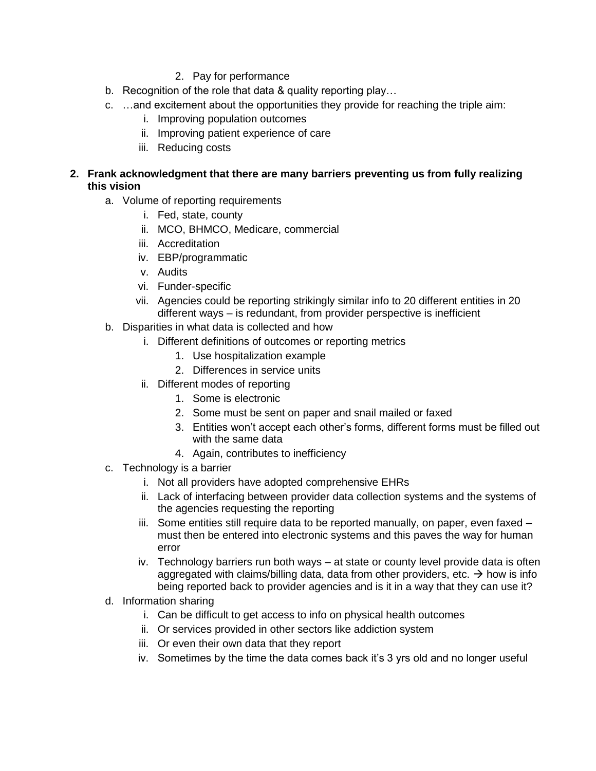2. Pay for performance
   - b. Recognition of the role that data & quality reporting play…
   - c. …and excitement about the opportunities they provide for reaching the triple aim:
      - i. Improving population outcomes
      - ii. Improving patient experience of care
      - iii. Reducing costs

**2. Frank acknowledgment that there are many barriers preventing us from fully realizing this vision**

- a. Volume of reporting requirements
   - i. Fed, state, county
   - ii. MCO, BHMCO, Medicare, commercial
   - iii. Accreditation
   - iv. EBP/programmatic
   - v. Audits
   - vi. Funder-specific
   - vii. Agencies could be reporting strikingly similar info to 20 different entities in 20 different ways – is redundant, from provider perspective is inefficient
- b. Disparities in what data is collected and how
   - i. Different definitions of outcomes or reporting metrics
      1. Use hospitalization example
      2. Differences in service units
   - ii. Different modes of reporting
      1. Some is electronic
      2. Some must be sent on paper and snail mailed or faxed
      3. Entities won't accept each other's forms, different forms must be filled out with the same data
      4. Again, contributes to inefficiency
- c. Technology is a barrier
   - i. Not all providers have adopted comprehensive EHRs
   - ii. Lack of interfacing between provider data collection systems and the systems of the agencies requesting the reporting
   - iii. Some entities still require data to be reported manually, on paper, even faxed – must then be entered into electronic systems and this paves the way for human error
   - iv. Technology barriers run both ways – at state or county level provide data is often aggregated with claims/billing data, data from other providers, etc. → how is info being reported back to provider agencies and is it in a way that they can use it?
- d. Information sharing
   - i. Can be difficult to get access to info on physical health outcomes
   - ii. Or services provided in other sectors like addiction system
   - iii. Or even their own data that they report
   - iv. Sometimes by the time the data comes back it's 3 yrs old and no longer useful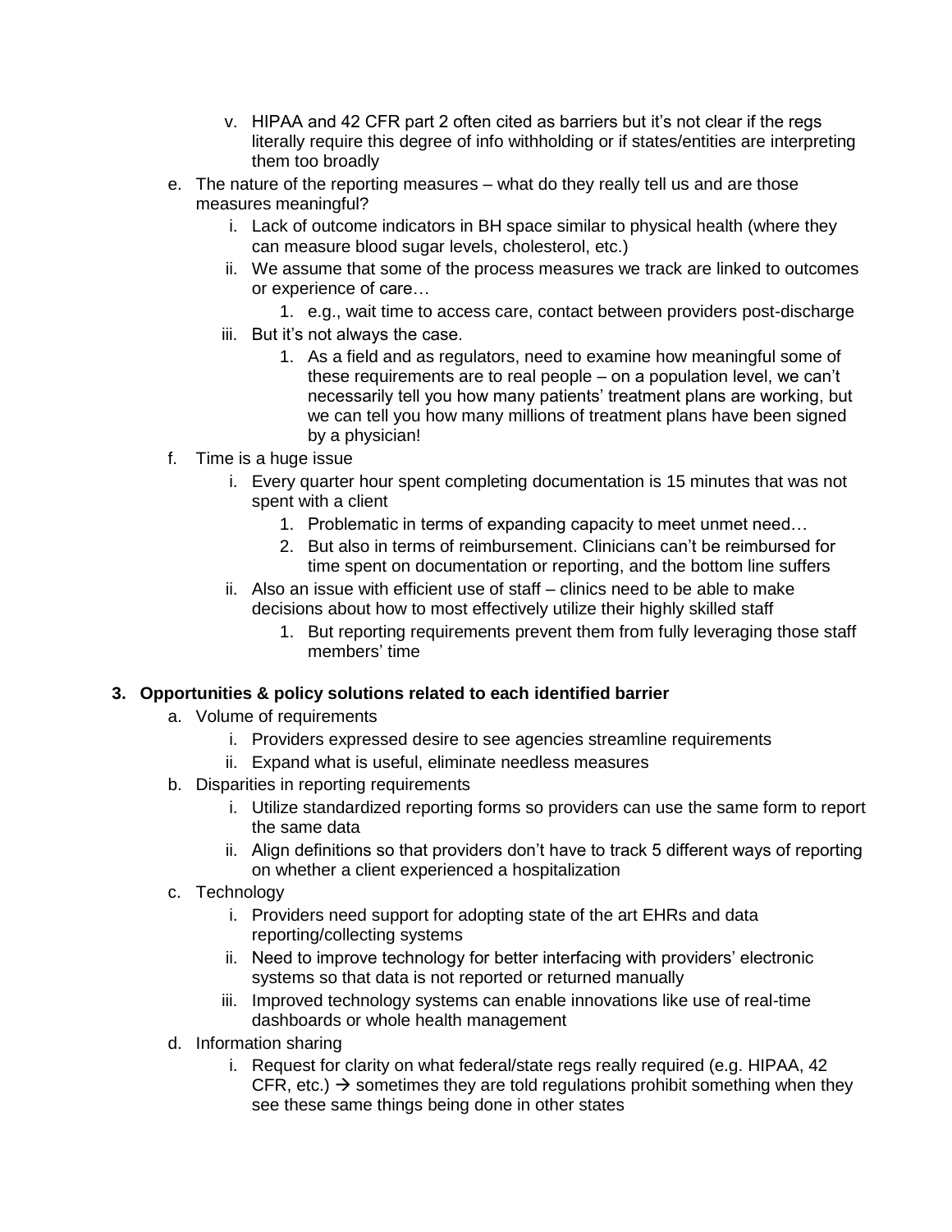v. HIPAA and 42 CFR part 2 often cited as barriers but it's not clear if the regs literally require this degree of info withholding or if states/entities are interpreting them too broadly

e. The nature of the reporting measures – what do they really tell us and are those measures meaningful?
    i. Lack of outcome indicators in BH space similar to physical health (where they can measure blood sugar levels, cholesterol, etc.)
    ii. We assume that some of the process measures we track are linked to outcomes or experience of care…
        1. e.g., wait time to access care, contact between providers post-discharge
    iii. But it's not always the case.
        1. As a field and as regulators, need to examine how meaningful some of these requirements are to real people – on a population level, we can't necessarily tell you how many patients' treatment plans are working, but we can tell you how many millions of treatment plans have been signed by a physician!

f. Time is a huge issue
    i. Every quarter hour spent completing documentation is 15 minutes that was not spent with a client
        1. Problematic in terms of expanding capacity to meet unmet need…
        2. But also in terms of reimbursement. Clinicians can't be reimbursed for time spent on documentation or reporting, and the bottom line suffers
    ii. Also an issue with efficient use of staff – clinics need to be able to make decisions about how to most effectively utilize their highly skilled staff
        1. But reporting requirements prevent them from fully leveraging those staff members' time

**3. Opportunities & policy solutions related to each identified barrier**

a. Volume of requirements
    i. Providers expressed desire to see agencies streamline requirements
    ii. Expand what is useful, eliminate needless measures

b. Disparities in reporting requirements
    i. Utilize standardized reporting forms so providers can use the same form to report the same data
    ii. Align definitions so that providers don't have to track 5 different ways of reporting on whether a client experienced a hospitalization

c. Technology
    i. Providers need support for adopting state of the art EHRs and data reporting/collecting systems
    ii. Need to improve technology for better interfacing with providers' electronic systems so that data is not reported or returned manually
    iii. Improved technology systems can enable innovations like use of real-time dashboards or whole health management

d. Information sharing
    i. Request for clarity on what federal/state regs really required (e.g. HIPAA, 42 CFR, etc.) → sometimes they are told regulations prohibit something when they see these same things being done in other states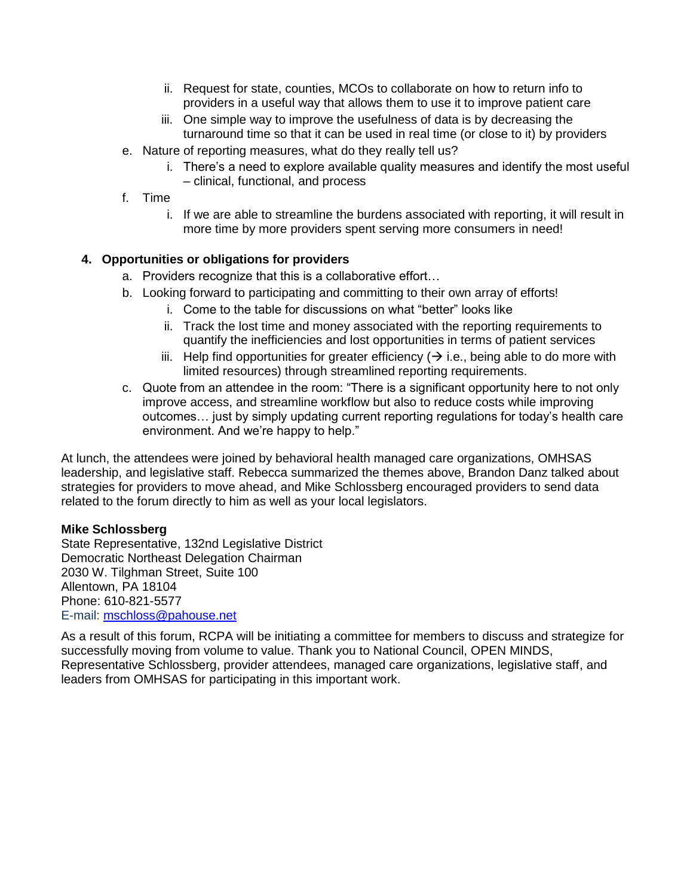ii. Request for state, counties, MCOs to collaborate on how to return info to providers in a useful way that allows them to use it to improve patient care
   iii. One simple way to improve the usefulness of data is by decreasing the turnaround time so that it can be used in real time (or close to it) by providers

e. Nature of reporting measures, what do they really tell us?
   i. There's a need to explore available quality measures and identify the most useful – clinical, functional, and process

f. Time
   i. If we are able to streamline the burdens associated with reporting, it will result in more time by more providers spent serving more consumers in need!

**4. Opportunities or obligations for providers**

a. Providers recognize that this is a collaborative effort…

b. Looking forward to participating and committing to their own array of efforts!
   i. Come to the table for discussions on what "better" looks like
   ii. Track the lost time and money associated with the reporting requirements to quantify the inefficiencies and lost opportunities in terms of patient services
   iii. Help find opportunities for greater efficiency (→ i.e., being able to do more with limited resources) through streamlined reporting requirements.

c. Quote from an attendee in the room: "There is a significant opportunity here to not only improve access, and streamline workflow but also to reduce costs while improving outcomes… just by simply updating current reporting regulations for today's health care environment. And we're happy to help."

At lunch, the attendees were joined by behavioral health managed care organizations, OMHSAS leadership, and legislative staff. Rebecca summarized the themes above, Brandon Danz talked about strategies for providers to move ahead, and Mike Schlossberg encouraged providers to send data related to the forum directly to him as well as your local legislators.

**Mike Schlossberg**
State Representative, 132nd Legislative District
Democratic Northeast Delegation Chairman
2030 W. Tilghman Street, Suite 100
Allentown, PA 18104
Phone: 610-821-5577
E-mail: mschloss@pahouse.net

As a result of this forum, RCPA will be initiating a committee for members to discuss and strategize for successfully moving from volume to value. Thank you to National Council, OPEN MINDS, Representative Schlossberg, provider attendees, managed care organizations, legislative staff, and leaders from OMHSAS for participating in this important work.